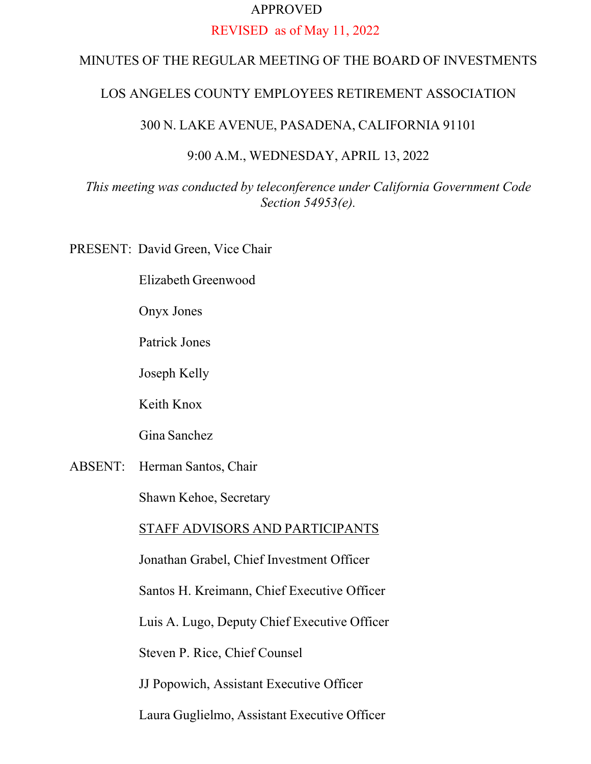APPROVED

REVISED as of May 11, 2022

MINUTES OF THE REGULAR MEETING OF THE BOARD OF INVESTMENTS

LOS ANGELES COUNTY EMPLOYEES RETIREMENT ASSOCIATION

300 N. LAKE AVENUE, PASADENA, CALIFORNIA 91101

9:00 A.M., WEDNESDAY, APRIL 13, 2022

*This meeting was conducted by teleconference under California Government Code Section 54953(e).*

PRESENT: David Green, Vice Chair

Elizabeth Greenwood

Onyx Jones

Patrick Jones

Joseph Kelly

Keith Knox

Gina Sanchez

ABSENT: Herman Santos, Chair

Shawn Kehoe, Secretary

<u>STAFF ADVISORS AND PARTICIPANTS</u>

Jonathan Grabel, Chief Investment Officer

Santos H. Kreimann, Chief Executive Officer

Luis A. Lugo, Deputy Chief Executive Officer

Steven P. Rice, Chief Counsel

JJ Popowich, Assistant Executive Officer

Laura Guglielmo, Assistant Executive Officer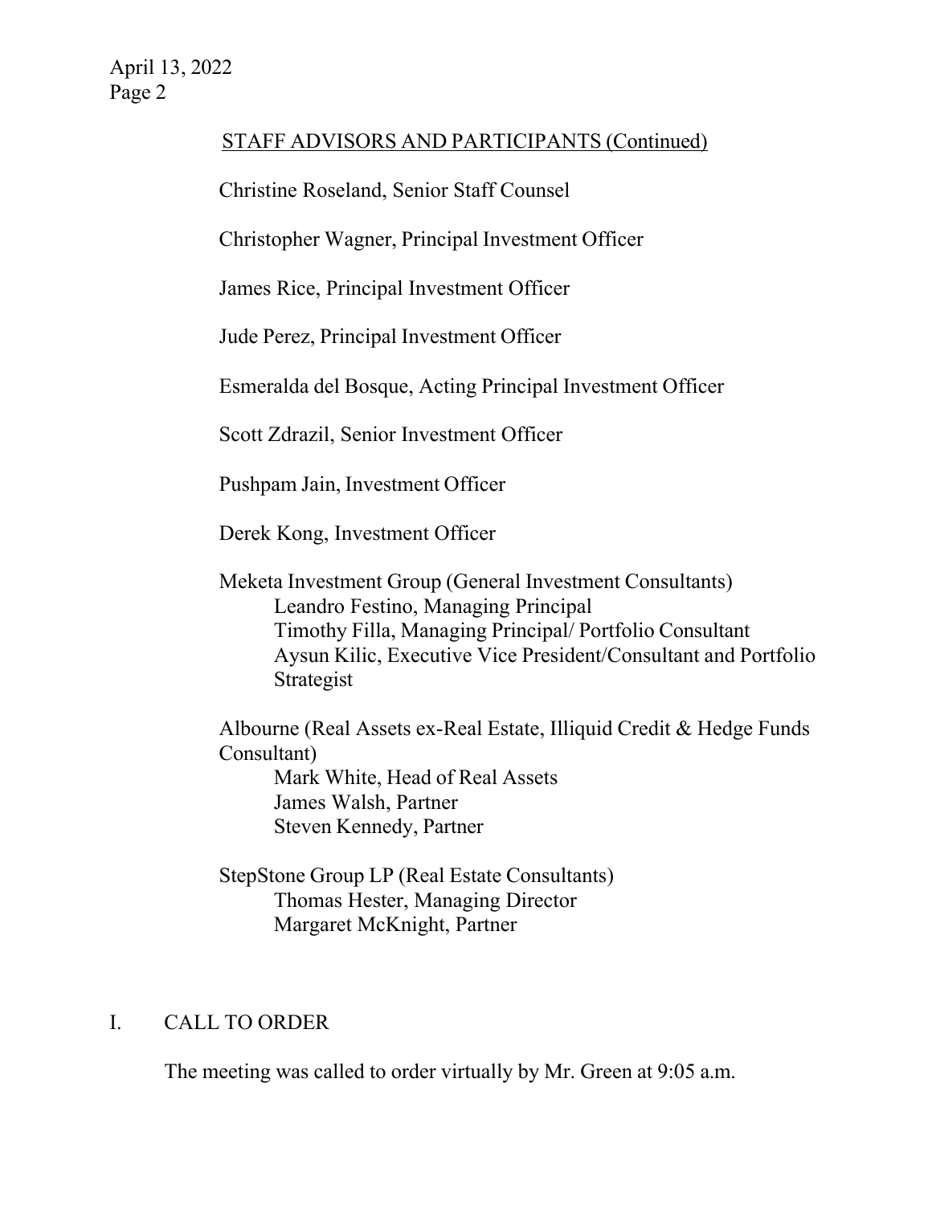## STAFF ADVISORS AND PARTICIPANTS (Continued)

Christine Roseland, Senior Staff Counsel

Christopher Wagner, Principal Investment Officer

James Rice, Principal Investment Officer

Jude Perez, Principal Investment Officer

Esmeralda del Bosque, Acting Principal Investment Officer

Scott Zdrazil, Senior Investment Officer

Pushpam Jain, Investment Officer

Derek Kong, Investment Officer

Meketa Investment Group (General Investment Consultants)
- Leandro Festino, Managing Principal
- Timothy Filla, Managing Principal/ Portfolio Consultant
- Aysun Kilic, Executive Vice President/Consultant and Portfolio Strategist

Albourne (Real Assets ex-Real Estate, Illiquid Credit & Hedge Funds Consultant)
- Mark White, Head of Real Assets
- James Walsh, Partner
- Steven Kennedy, Partner

StepStone Group LP (Real Estate Consultants)
- Thomas Hester, Managing Director
- Margaret McKnight, Partner

## I. CALL TO ORDER

The meeting was called to order virtually by Mr. Green at 9:05 a.m.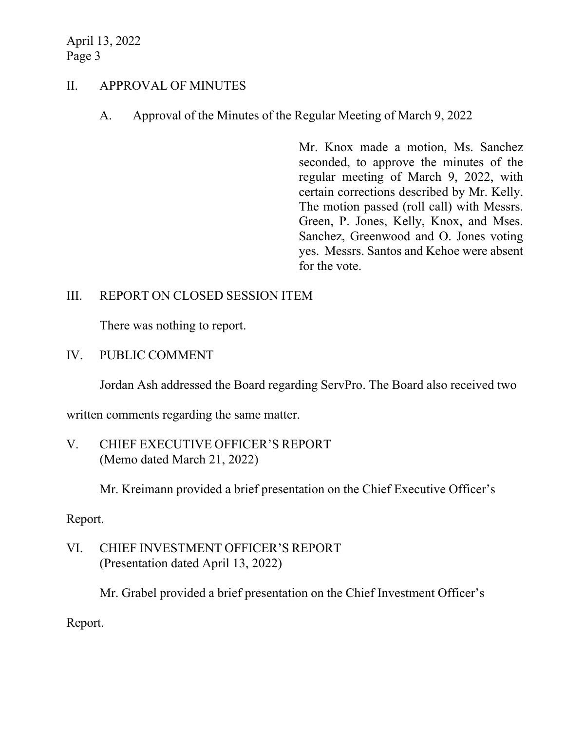## II. APPROVAL OF MINUTES

### A. Approval of the Minutes of the Regular Meeting of March 9, 2022

Mr. Knox made a motion, Ms. Sanchez seconded, to approve the minutes of the regular meeting of March 9, 2022, with certain corrections described by Mr. Kelly. The motion passed (roll call) with Messrs. Green, P. Jones, Kelly, Knox, and Mses. Sanchez, Greenwood and O. Jones voting yes. Messrs. Santos and Kehoe were absent for the vote.

## III. REPORT ON CLOSED SESSION ITEM

There was nothing to report.

## IV. PUBLIC COMMENT

Jordan Ash addressed the Board regarding ServPro. The Board also received two written comments regarding the same matter.

## V. CHIEF EXECUTIVE OFFICER'S REPORT (Memo dated March 21, 2022)

Mr. Kreimann provided a brief presentation on the Chief Executive Officer's Report.

## VI. CHIEF INVESTMENT OFFICER'S REPORT (Presentation dated April 13, 2022)

Mr. Grabel provided a brief presentation on the Chief Investment Officer's Report.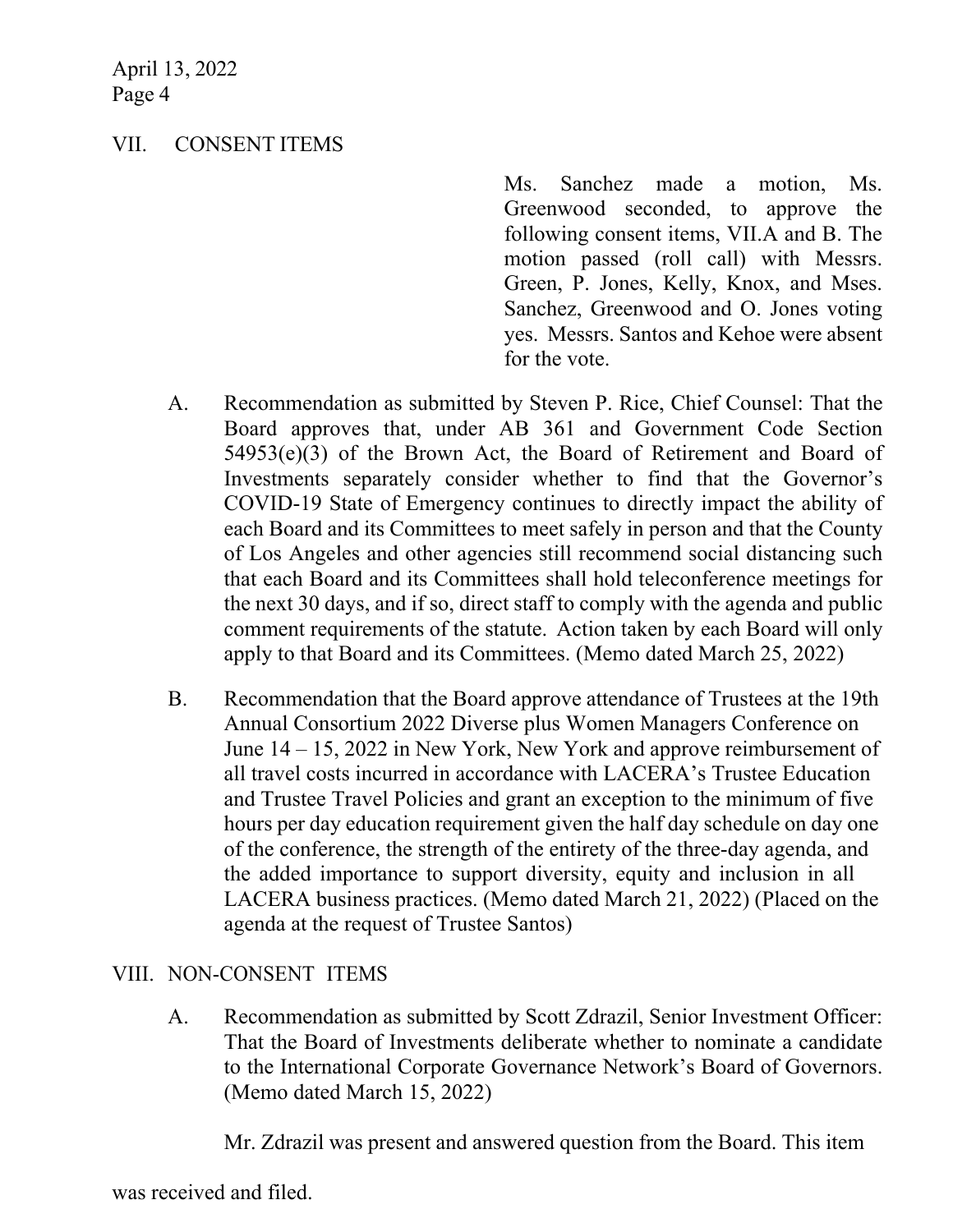## VII. CONSENT ITEMS

Ms. Sanchez made a motion, Ms. Greenwood seconded, to approve the following consent items, VII.A and B. The motion passed (roll call) with Messrs. Green, P. Jones, Kelly, Knox, and Mses. Sanchez, Greenwood and O. Jones voting yes. Messrs. Santos and Kehoe were absent for the vote.

A. Recommendation as submitted by Steven P. Rice, Chief Counsel: That the Board approves that, under AB 361 and Government Code Section 54953(e)(3) of the Brown Act, the Board of Retirement and Board of Investments separately consider whether to find that the Governor's COVID-19 State of Emergency continues to directly impact the ability of each Board and its Committees to meet safely in person and that the County of Los Angeles and other agencies still recommend social distancing such that each Board and its Committees shall hold teleconference meetings for the next 30 days, and if so, direct staff to comply with the agenda and public comment requirements of the statute. Action taken by each Board will only apply to that Board and its Committees. (Memo dated March 25, 2022)

B. Recommendation that the Board approve attendance of Trustees at the 19th Annual Consortium 2022 Diverse plus Women Managers Conference on June 14 – 15, 2022 in New York, New York and approve reimbursement of all travel costs incurred in accordance with LACERA's Trustee Education and Trustee Travel Policies and grant an exception to the minimum of five hours per day education requirement given the half day schedule on day one of the conference, the strength of the entirety of the three-day agenda, and the added importance to support diversity, equity and inclusion in all LACERA business practices. (Memo dated March 21, 2022) (Placed on the agenda at the request of Trustee Santos)

## VIII. NON-CONSENT ITEMS

A. Recommendation as submitted by Scott Zdrazil, Senior Investment Officer: That the Board of Investments deliberate whether to nominate a candidate to the International Corporate Governance Network's Board of Governors. (Memo dated March 15, 2022)

Mr. Zdrazil was present and answered question from the Board. This item was received and filed.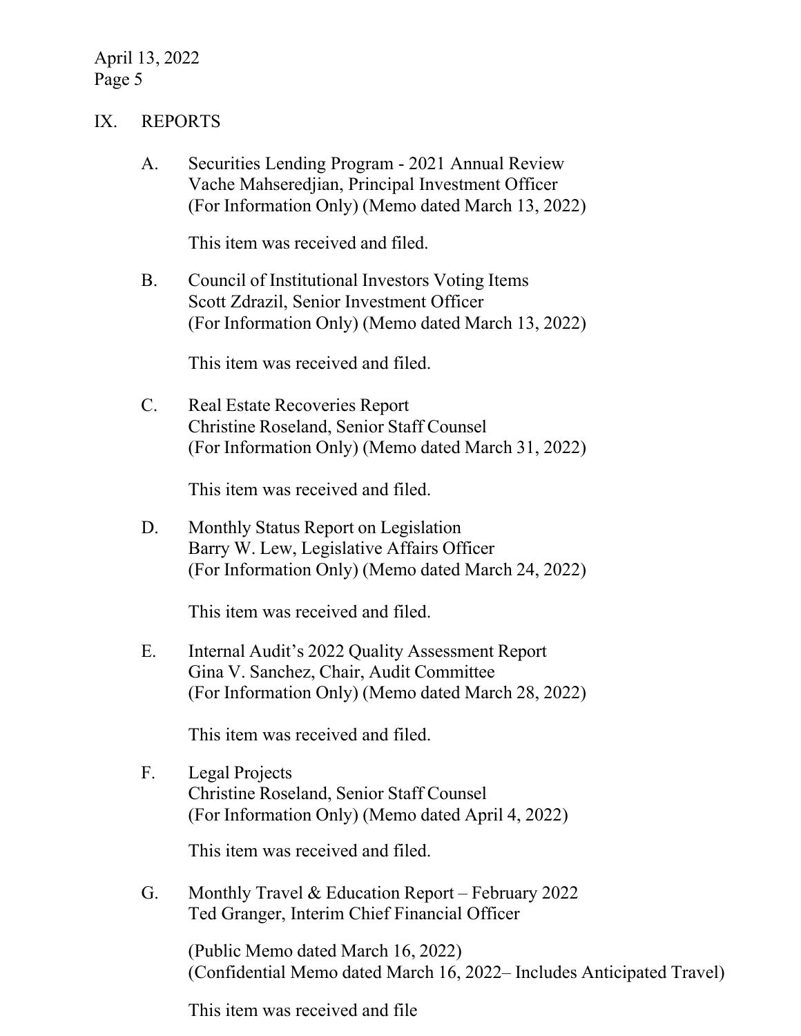## IX. REPORTS

A. Securities Lending Program - 2021 Annual Review
Vache Mahseredjian, Principal Investment Officer
(For Information Only) (Memo dated March 13, 2022)

This item was received and filed.

B. Council of Institutional Investors Voting Items
Scott Zdrazil, Senior Investment Officer
(For Information Only) (Memo dated March 13, 2022)

This item was received and filed.

C. Real Estate Recoveries Report
Christine Roseland, Senior Staff Counsel
(For Information Only) (Memo dated March 31, 2022)

This item was received and filed.

D. Monthly Status Report on Legislation
Barry W. Lew, Legislative Affairs Officer
(For Information Only) (Memo dated March 24, 2022)

This item was received and filed.

E. Internal Audit's 2022 Quality Assessment Report
Gina V. Sanchez, Chair, Audit Committee
(For Information Only) (Memo dated March 28, 2022)

This item was received and filed.

F. Legal Projects
Christine Roseland, Senior Staff Counsel
(For Information Only) (Memo dated April 4, 2022)

This item was received and filed.

G. Monthly Travel & Education Report – February 2022
Ted Granger, Interim Chief Financial Officer

(Public Memo dated March 16, 2022)
(Confidential Memo dated March 16, 2022– Includes Anticipated Travel)

This item was received and file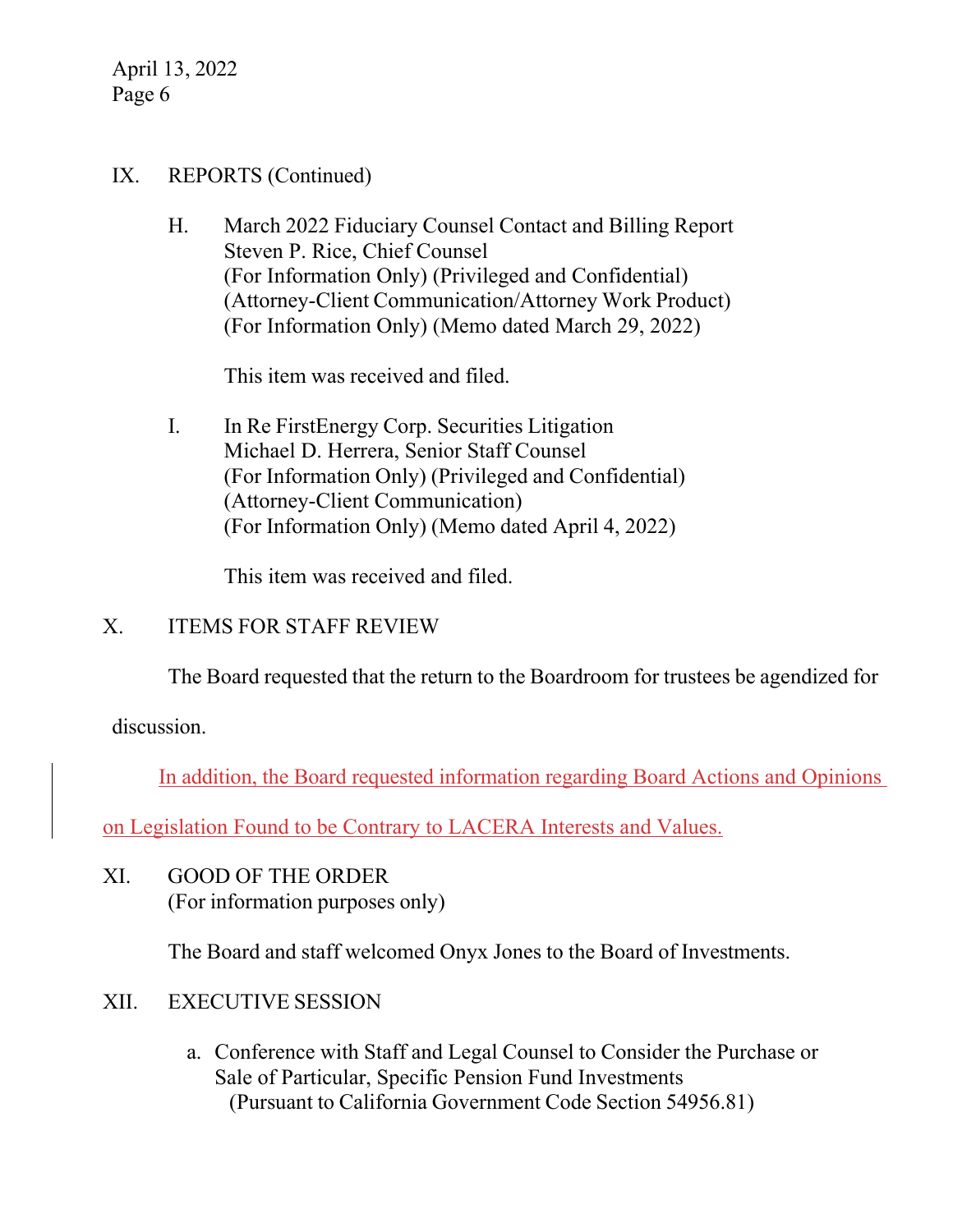IX. REPORTS (Continued)

H. March 2022 Fiduciary Counsel Contact and Billing Report
Steven P. Rice, Chief Counsel
(For Information Only) (Privileged and Confidential)
(Attorney-Client Communication/Attorney Work Product)
(For Information Only) (Memo dated March 29, 2022)

This item was received and filed.

I. In Re FirstEnergy Corp. Securities Litigation
Michael D. Herrera, Senior Staff Counsel
(For Information Only) (Privileged and Confidential)
(Attorney-Client Communication)
(For Information Only) (Memo dated April 4, 2022)

This item was received and filed.

X. ITEMS FOR STAFF REVIEW

The Board requested that the return to the Boardroom for trustees be agendized for discussion.

In addition, the Board requested information regarding Board Actions and Opinions on Legislation Found to be Contrary to LACERA Interests and Values.

XI. GOOD OF THE ORDER
(For information purposes only)

The Board and staff welcomed Onyx Jones to the Board of Investments.

XII. EXECUTIVE SESSION

a. Conference with Staff and Legal Counsel to Consider the Purchase or Sale of Particular, Specific Pension Fund Investments
(Pursuant to California Government Code Section 54956.81)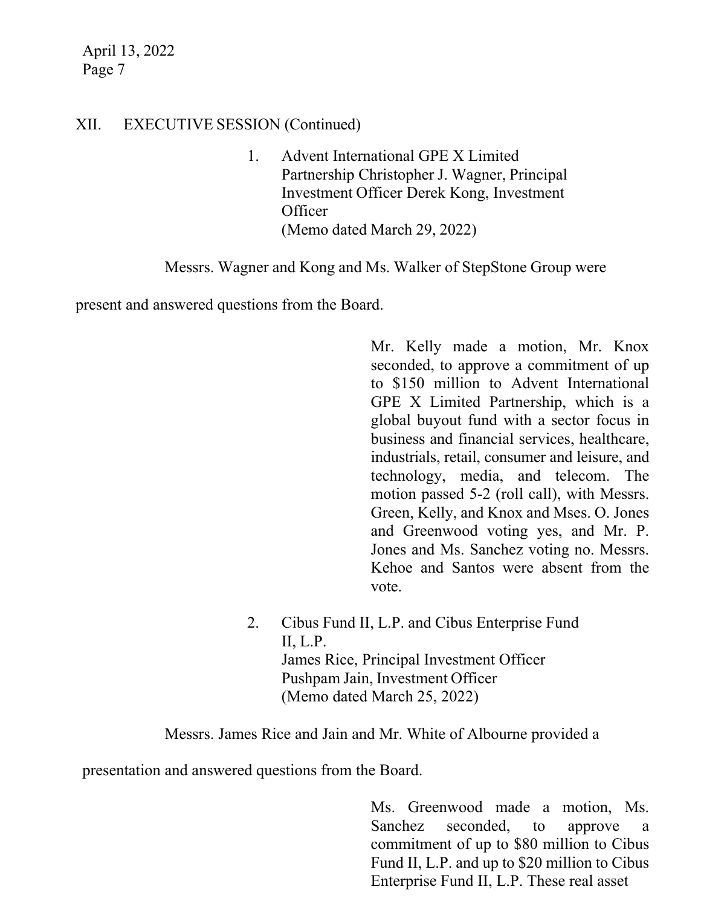## XII. EXECUTIVE SESSION (Continued)

1. Advent International GPE X Limited Partnership Christopher J. Wagner, Principal Investment Officer Derek Kong, Investment Officer
   (Memo dated March 29, 2022)

Messrs. Wagner and Kong and Ms. Walker of StepStone Group were present and answered questions from the Board.

Mr. Kelly made a motion, Mr. Knox seconded, to approve a commitment of up to $150 million to Advent International GPE X Limited Partnership, which is a global buyout fund with a sector focus in business and financial services, healthcare, industrials, retail, consumer and leisure, and technology, media, and telecom. The motion passed 5-2 (roll call), with Messrs. Green, Kelly, and Knox and Mses. O. Jones and Greenwood voting yes, and Mr. P. Jones and Ms. Sanchez voting no. Messrs. Kehoe and Santos were absent from the vote.

2. Cibus Fund II, L.P. and Cibus Enterprise Fund II, L.P.
   James Rice, Principal Investment Officer
   Pushpam Jain, Investment Officer
   (Memo dated March 25, 2022)

Messrs. James Rice and Jain and Mr. White of Albourne provided a presentation and answered questions from the Board.

Ms. Greenwood made a motion, Ms. Sanchez seconded, to approve a commitment of up to $80 million to Cibus Fund II, L.P. and up to $20 million to Cibus Enterprise Fund II, L.P. These real asset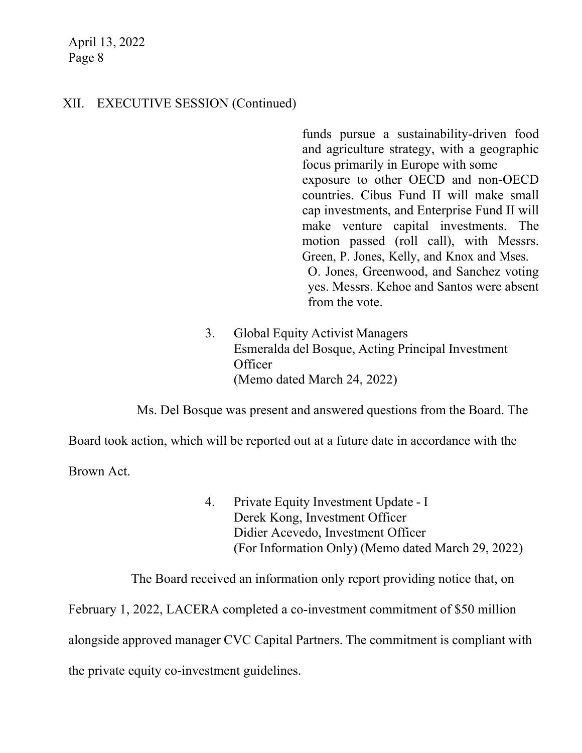## XII. EXECUTIVE SESSION (Continued)

funds pursue a sustainability-driven food and agriculture strategy, with a geographic focus primarily in Europe with some exposure to other OECD and non-OECD countries. Cibus Fund II will make small cap investments, and Enterprise Fund II will make venture capital investments. The motion passed (roll call), with Messrs. Green, P. Jones, Kelly, and Knox and Mses. O. Jones, Greenwood, and Sanchez voting yes. Messrs. Kehoe and Santos were absent from the vote.

3. Global Equity Activist Managers
   Esmeralda del Bosque, Acting Principal Investment Officer
   (Memo dated March 24, 2022)

Ms. Del Bosque was present and answered questions from the Board. The Board took action, which will be reported out at a future date in accordance with the Brown Act.

4. Private Equity Investment Update - I
   Derek Kong, Investment Officer
   Didier Acevedo, Investment Officer
   (For Information Only) (Memo dated March 29, 2022)

The Board received an information only report providing notice that, on February 1, 2022, LACERA completed a co-investment commitment of $50 million alongside approved manager CVC Capital Partners. The commitment is compliant with the private equity co-investment guidelines.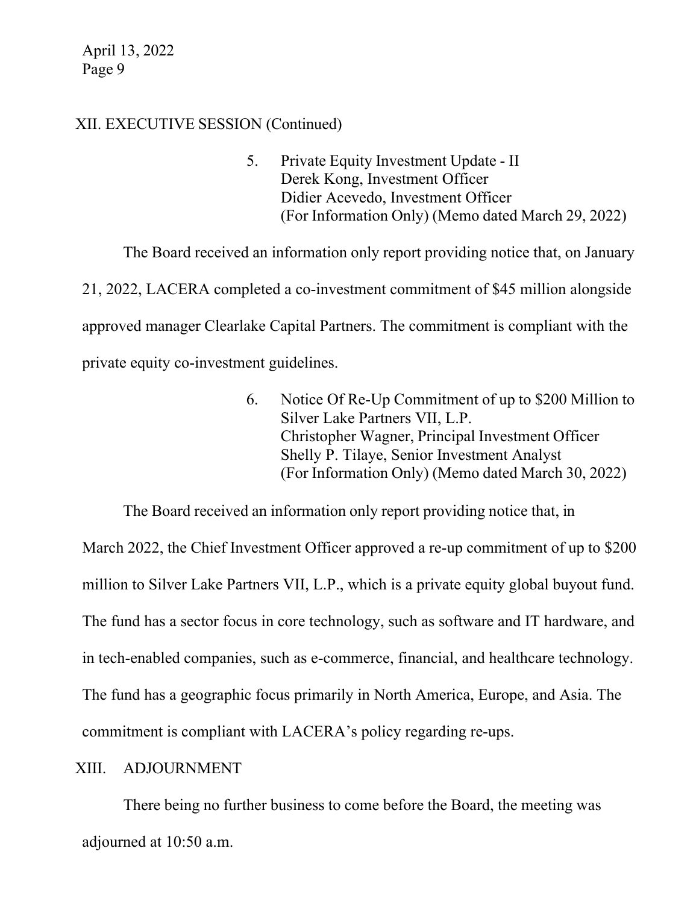## XII. EXECUTIVE SESSION (Continued)

5. Private Equity Investment Update - II
   Derek Kong, Investment Officer
   Didier Acevedo, Investment Officer
   (For Information Only) (Memo dated March 29, 2022)

The Board received an information only report providing notice that, on January 21, 2022, LACERA completed a co-investment commitment of $45 million alongside approved manager Clearlake Capital Partners. The commitment is compliant with the private equity co-investment guidelines.

6. Notice Of Re-Up Commitment of up to $200 Million to Silver Lake Partners VII, L.P.
   Christopher Wagner, Principal Investment Officer
   Shelly P. Tilaye, Senior Investment Analyst
   (For Information Only) (Memo dated March 30, 2022)

The Board received an information only report providing notice that, in March 2022, the Chief Investment Officer approved a re-up commitment of up to $200 million to Silver Lake Partners VII, L.P., which is a private equity global buyout fund. The fund has a sector focus in core technology, such as software and IT hardware, and in tech-enabled companies, such as e-commerce, financial, and healthcare technology. The fund has a geographic focus primarily in North America, Europe, and Asia. The commitment is compliant with LACERA's policy regarding re-ups.

## XIII. ADJOURNMENT

There being no further business to come before the Board, the meeting was adjourned at 10:50 a.m.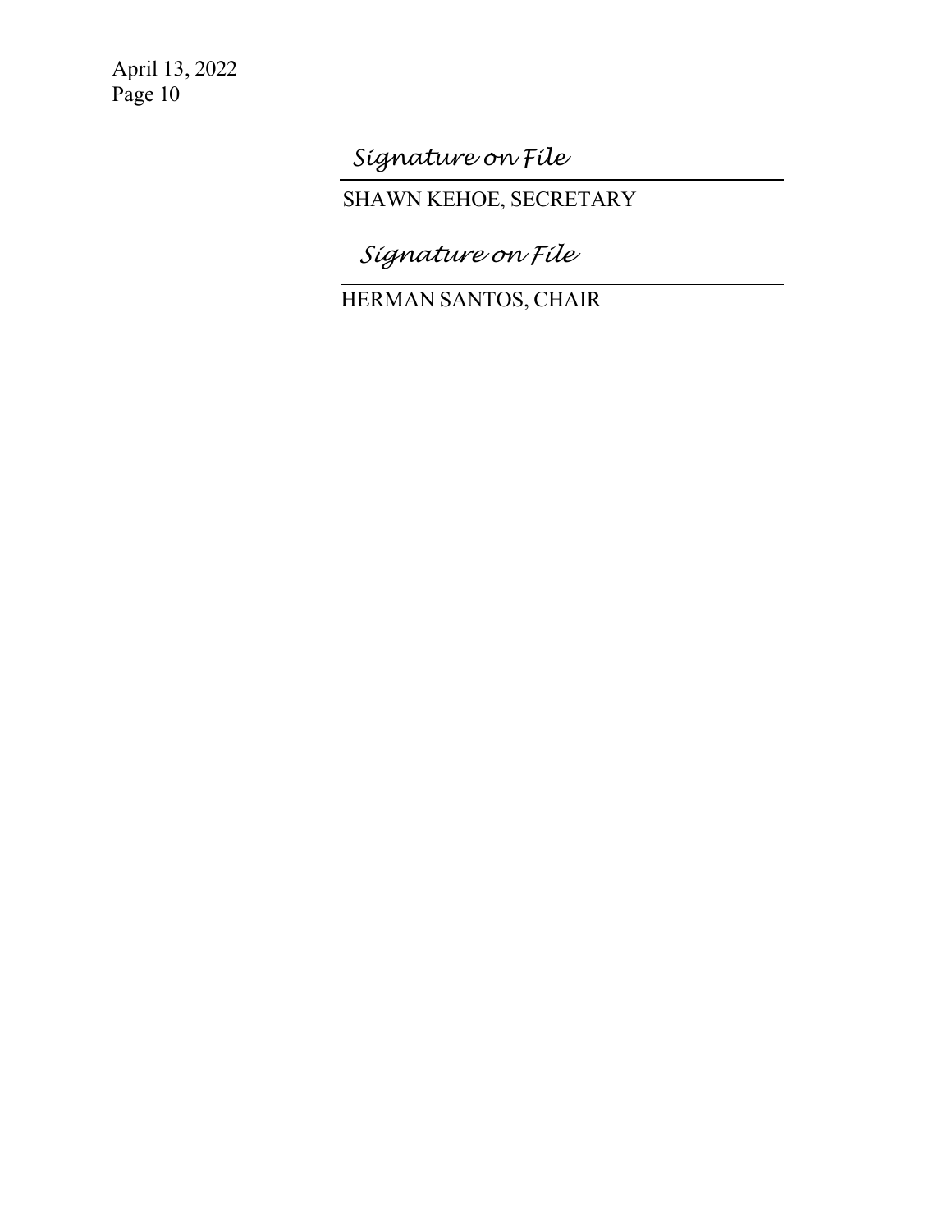*Signature on File*

SHAWN KEHOE, SECRETARY

*Signature on File*

HERMAN SANTOS, CHAIR